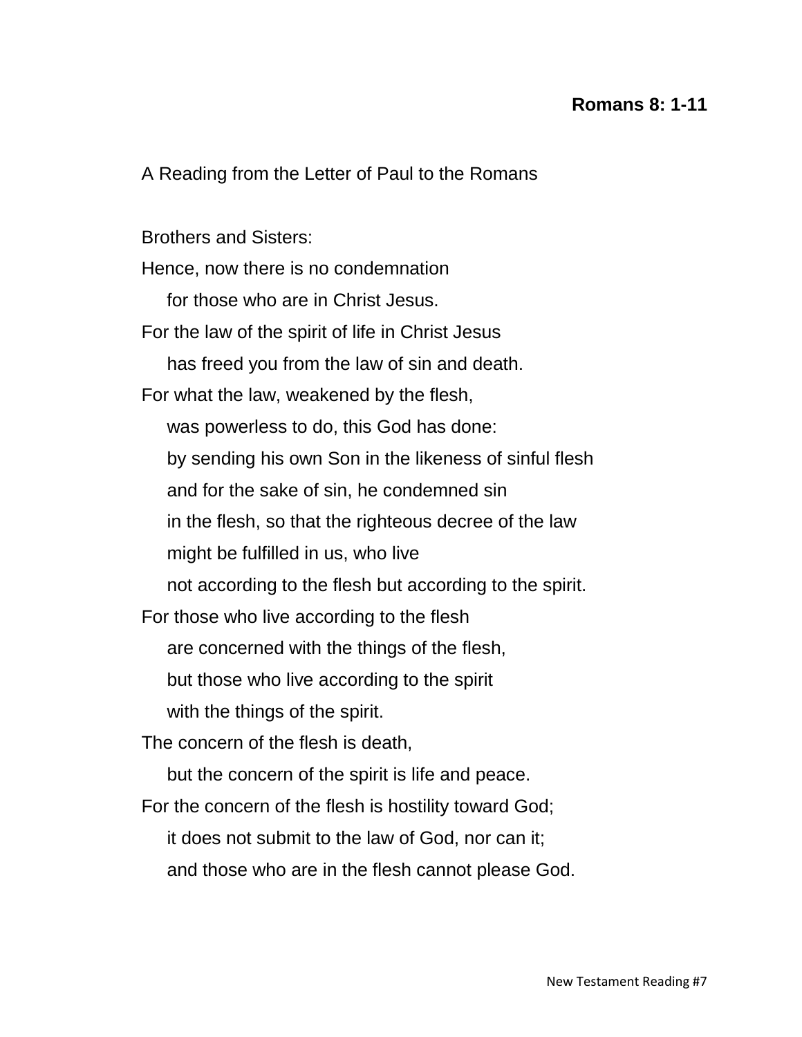**Romans 8: 1-11**

A Reading from the Letter of Paul to the Romans

Brothers and Sisters:
Hence, now there is no condemnation
    for those who are in Christ Jesus.
For the law of the spirit of life in Christ Jesus
    has freed you from the law of sin and death.
For what the law, weakened by the flesh,
    was powerless to do, this God has done:
    by sending his own Son in the likeness of sinful flesh
    and for the sake of sin, he condemned sin
    in the flesh, so that the righteous decree of the law
    might be fulfilled in us, who live
    not according to the flesh but according to the spirit.
For those who live according to the flesh
    are concerned with the things of the flesh,
    but those who live according to the spirit
    with the things of the spirit.
The concern of the flesh is death,
    but the concern of the spirit is life and peace.
For the concern of the flesh is hostility toward God;
    it does not submit to the law of God, nor can it;
    and those who are in the flesh cannot please God.

New Testament Reading #7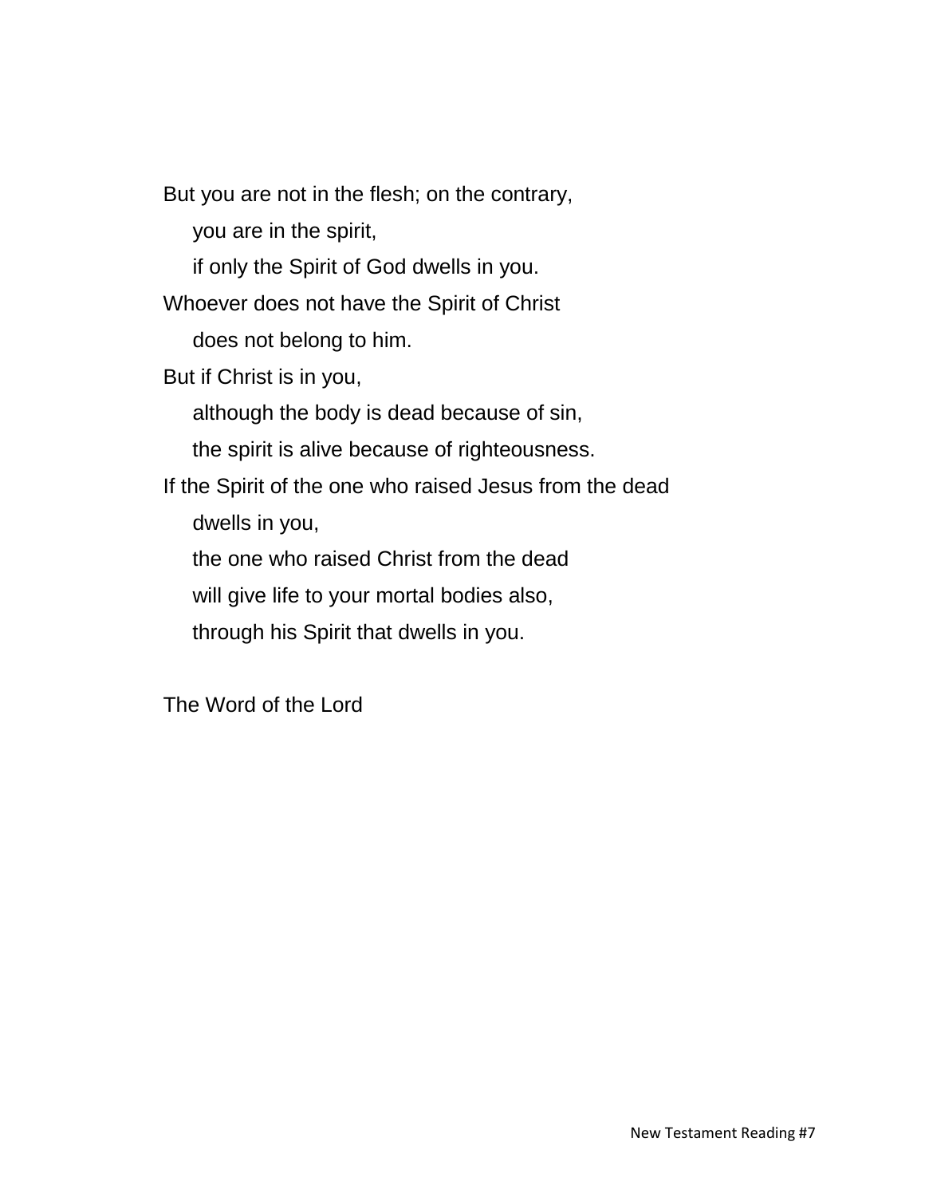But you are not in the flesh; on the contrary,
you are in the spirit,
if only the Spirit of God dwells in you.
Whoever does not have the Spirit of Christ
does not belong to him.
But if Christ is in you,
although the body is dead because of sin,
the spirit is alive because of righteousness.
If the Spirit of the one who raised Jesus from the dead
dwells in you,
the one who raised Christ from the dead
will give life to your mortal bodies also,
through his Spirit that dwells in you.

The Word of the Lord